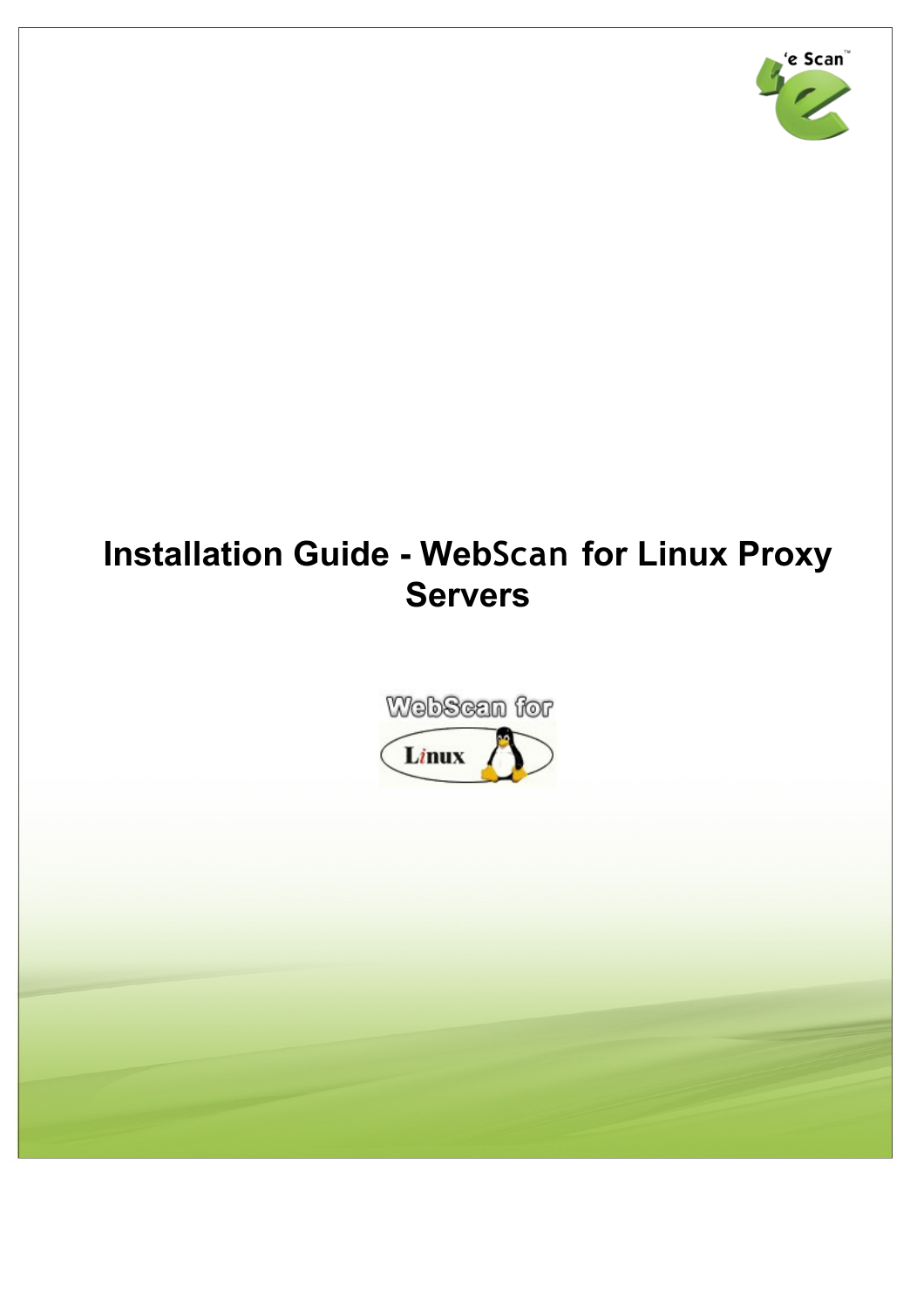# Installation Guide - WebScan for Linux Proxy Servers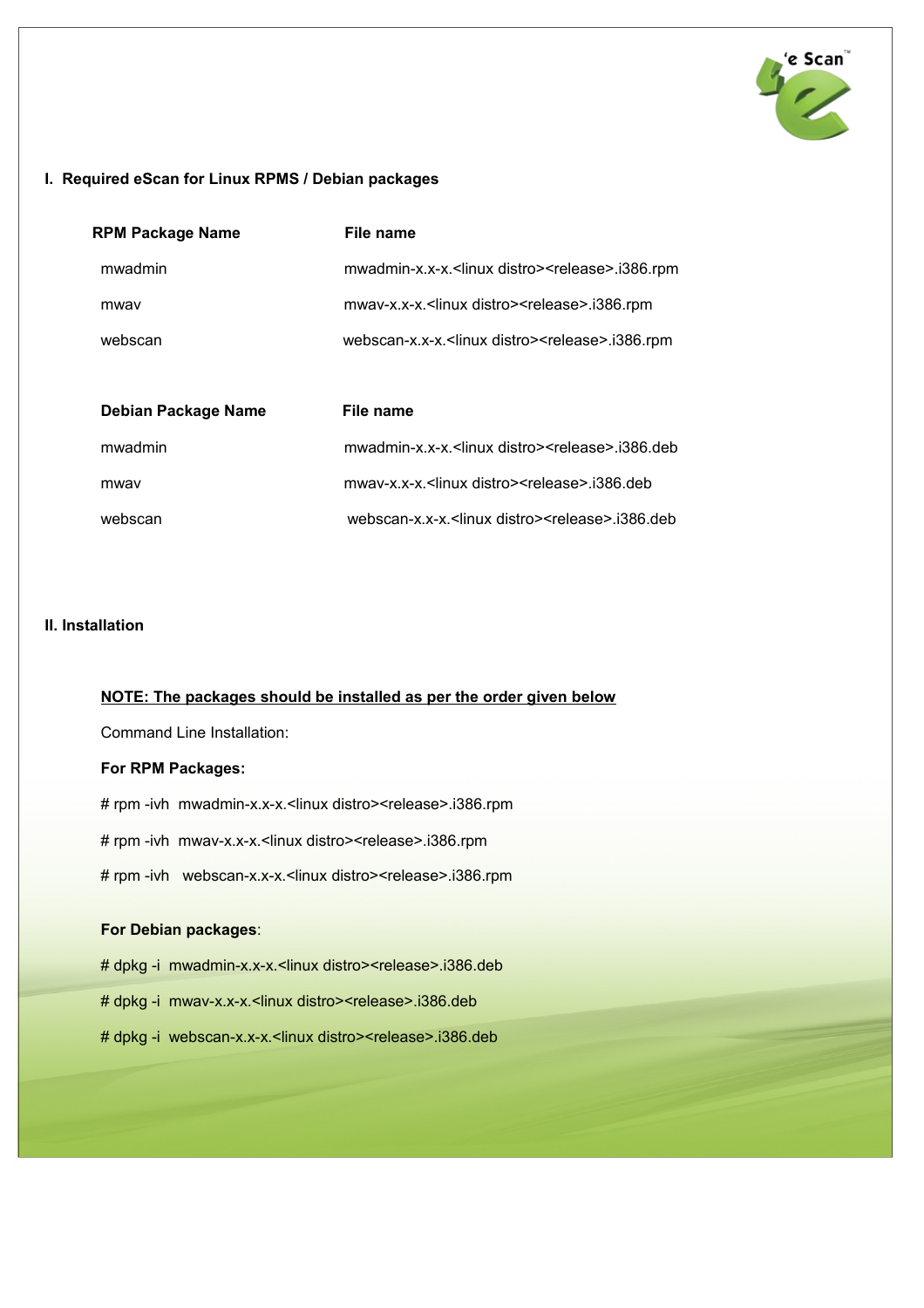## I. Required eScan for Linux RPMS / Debian packages

| RPM Package Name | File name |
|---|---|
| mwadmin | mwadmin-x.x-x.<linux distro><release>.i386.rpm |
| mwav | mwav-x.x-x.<linux distro><release>.i386.rpm |
| webscan | webscan-x.x-x.<linux distro><release>.i386.rpm |

| Debian Package Name | File name |
|---|---|
| mwadmin | mwadmin-x.x-x.<linux distro><release>.i386.deb |
| mwav | mwav-x.x-x.<linux distro><release>.i386.deb |
| webscan | webscan-x.x-x.<linux distro><release>.i386.deb |

## II. Installation

**NOTE: The packages should be installed as per the order given below**

Command Line Installation:

**For RPM Packages:**

```
# rpm -ivh  mwadmin-x.x-x.<linux distro><release>.i386.rpm
# rpm -ivh  mwav-x.x-x.<linux distro><release>.i386.rpm
# rpm -ivh   webscan-x.x-x.<linux distro><release>.i386.rpm
```

**For Debian packages**:

```
# dpkg -i  mwadmin-x.x-x.<linux distro><release>.i386.deb
# dpkg -i  mwav-x.x-x.<linux distro><release>.i386.deb
# dpkg -i  webscan-x.x-x.<linux distro><release>.i386.deb
```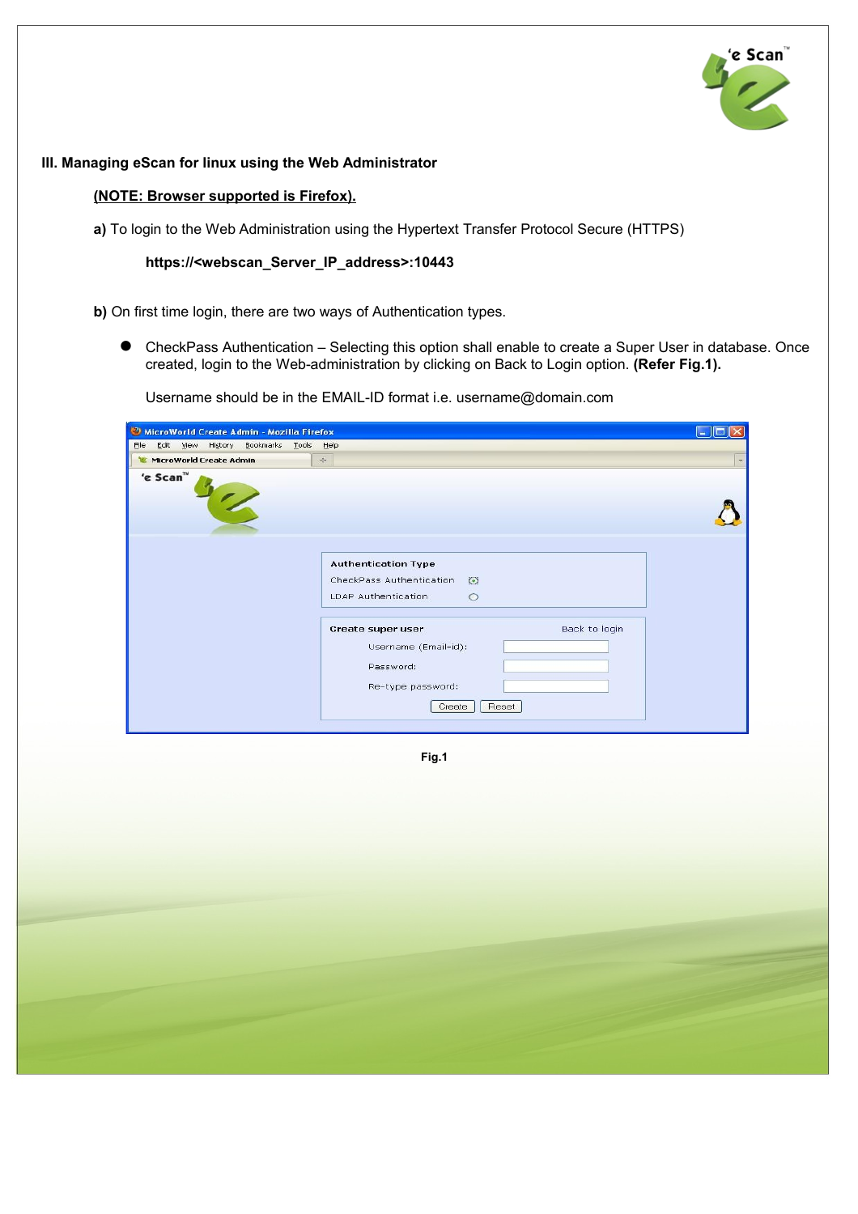## III. Managing eScan for linux using the Web Administrator

**(NOTE: Browser supported is Firefox).**

**a)** To login to the Web Administration using the Hypertext Transfer Protocol Secure (HTTPS)

**https://<webscan_Server_IP_address>:10443**

**b)** On first time login, there are two ways of Authentication types.

- CheckPass Authentication – Selecting this option shall enable to create a Super User in database. Once created, login to the Web-administration by clicking on Back to Login option. **(Refer Fig.1).**

  Username should be in the EMAIL-ID format i.e. username@domain.com

**Fig.1**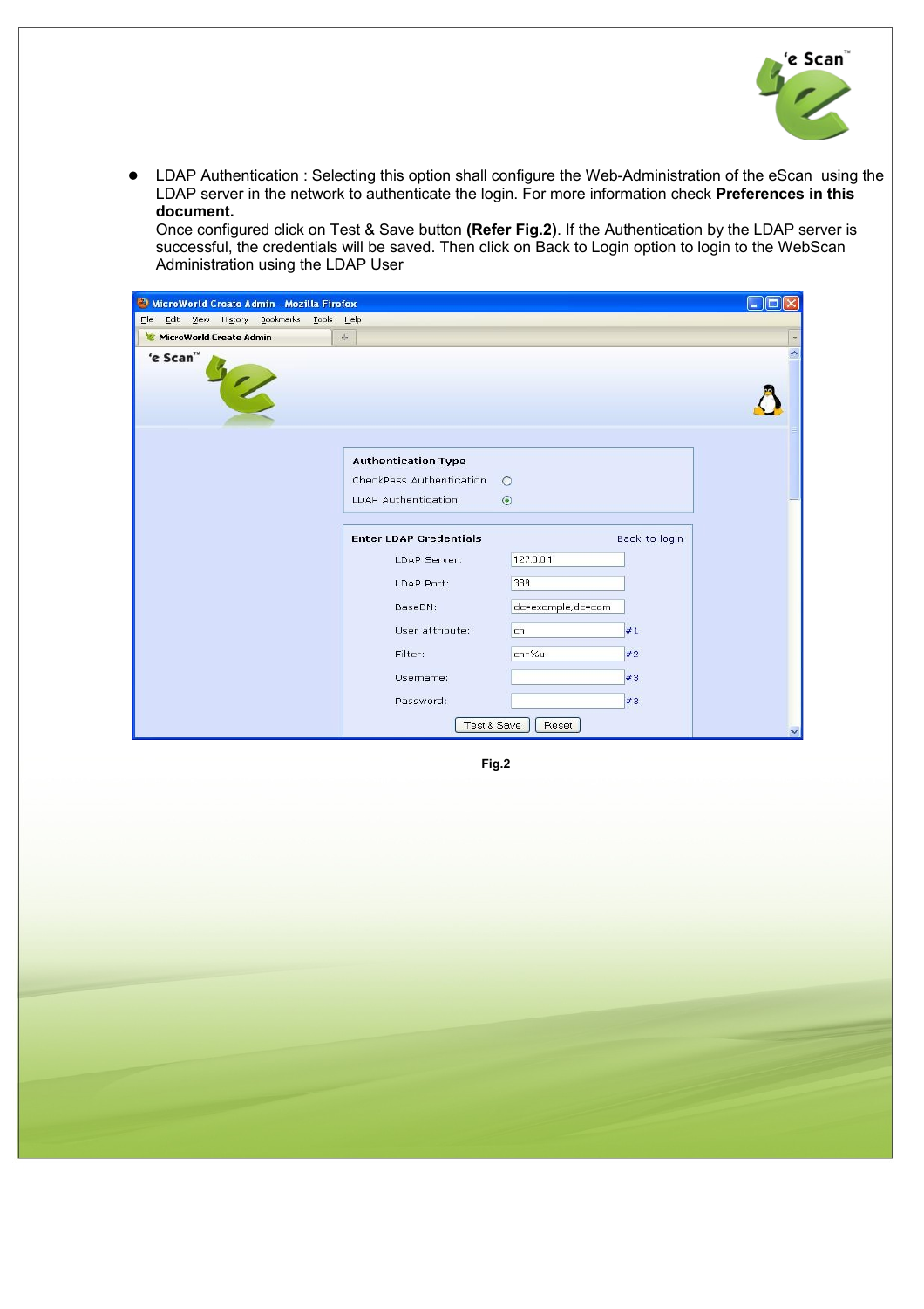- LDAP Authentication : Selecting this option shall configure the Web-Administration of the eScan using the LDAP server in the network to authenticate the login. For more information check **Preferences in this document.**
  Once configured click on Test & Save button **(Refer Fig.2)**. If the Authentication by the LDAP server is successful, the credentials will be saved. Then click on Back to Login option to login to the WebScan Administration using the LDAP User

Fig.2